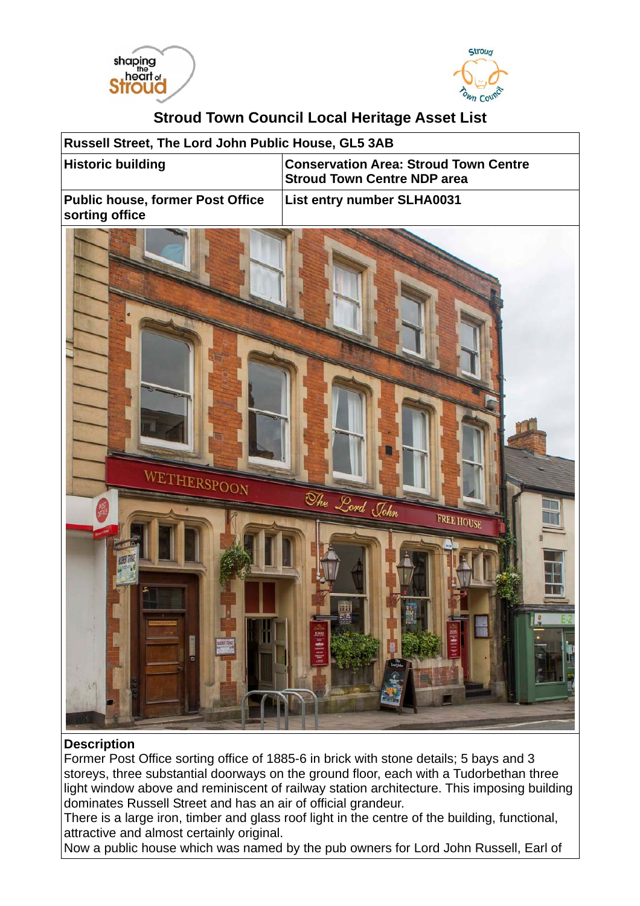# Stroud Town Council Local Heritage Asset List

| Russell Street, The Lord John Public House, GL5 3AB | |
|---|---|
| Historic building | Conservation Area: Stroud Town Centre<br>Stroud Town Centre NDP area |
| Public house, former Post Office sorting office | List entry number SLHA0031 |

**Description**

Former Post Office sorting office of 1885-6 in brick with stone details; 5 bays and 3 storeys, three substantial doorways on the ground floor, each with a Tudorbethan three light window above and reminiscent of railway station architecture. This imposing building dominates Russell Street and has an air of official grandeur.

There is a large iron, timber and glass roof light in the centre of the building, functional, attractive and almost certainly original.

Now a public house which was named by the pub owners for Lord John Russell, Earl of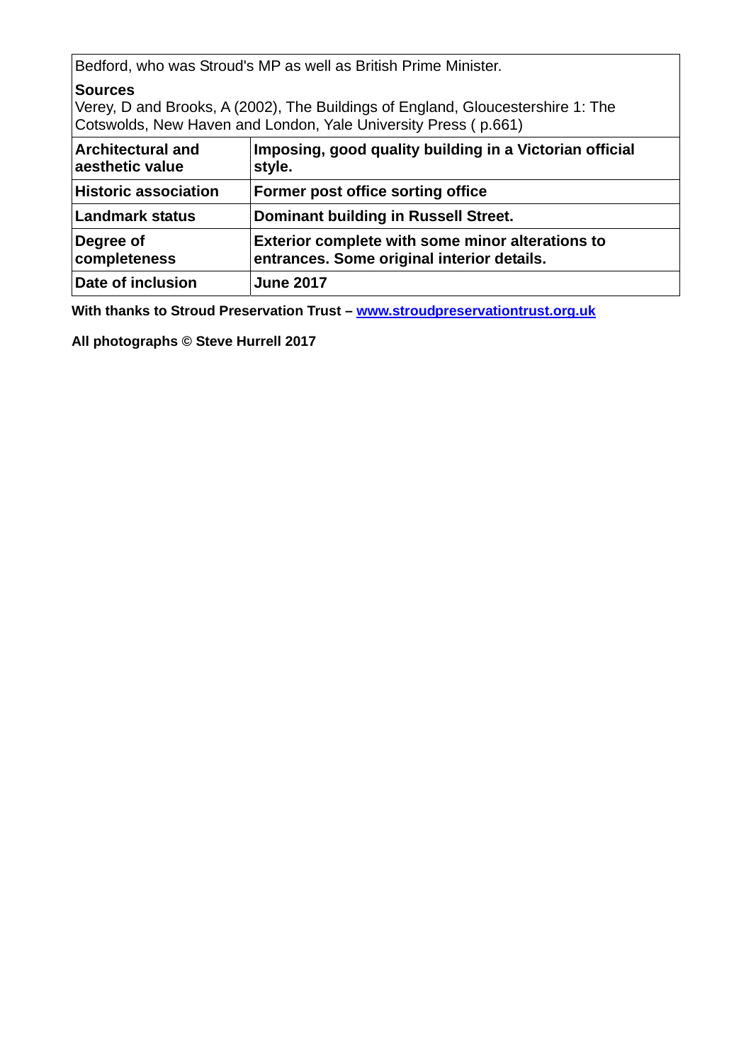Bedford, who was Stroud's MP as well as British Prime Minister.

**Sources**

Verey, D and Brooks, A (2002), The Buildings of England, Gloucestershire 1: The Cotswolds, New Haven and London, Yale University Press ( p.661)

| | |
|---|---|
| **Architectural and aesthetic value** | **Imposing, good quality building in a Victorian official style.** |
| **Historic association** | **Former post office sorting office** |
| **Landmark status** | **Dominant building in Russell Street.** |
| **Degree of completeness** | **Exterior complete with some minor alterations to entrances. Some original interior details.** |
| **Date of inclusion** | **June 2017** |

**With thanks to Stroud Preservation Trust – [www.stroudpreservationtrust.org.uk](http://www.stroudpreservationtrust.org.uk)**

**All photographs © Steve Hurrell 2017**